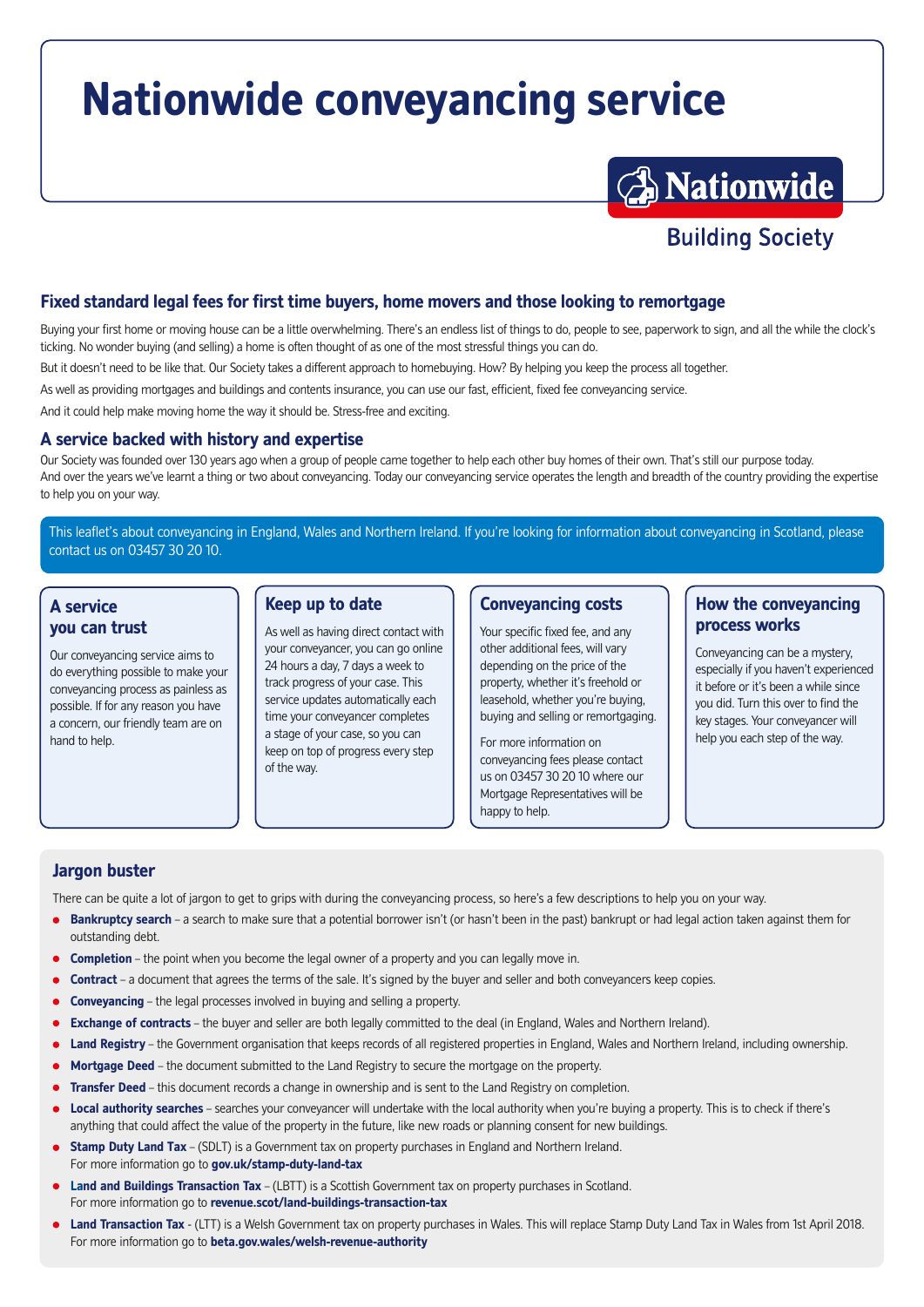# Nationwide conveyancing service

Nationwide Building Society

## Fixed standard legal fees for first time buyers, home movers and those looking to remortgage

Buying your first home or moving house can be a little overwhelming. There's an endless list of things to do, people to see, paperwork to sign, and all the while the clock's ticking. No wonder buying (and selling) a home is often thought of as one of the most stressful things you can do.

But it doesn't need to be like that. Our Society takes a different approach to homebuying. How? By helping you keep the process all together.

As well as providing mortgages and buildings and contents insurance, you can use our fast, efficient, fixed fee conveyancing service.

And it could help make moving home the way it should be. Stress-free and exciting.

## A service backed with history and expertise

Our Society was founded over 130 years ago when a group of people came together to help each other buy homes of their own. That's still our purpose today.
And over the years we've learnt a thing or two about conveyancing. Today our conveyancing service operates the length and breadth of the country providing the expertise to help you on your way.

This leaflet's about conveyancing in England, Wales and Northern Ireland. If you're looking for information about conveyancing in Scotland, please contact us on 03457 30 20 10.

### A service you can trust

Our conveyancing service aims to do everything possible to make your conveyancing process as painless as possible. If for any reason you have a concern, our friendly team are on hand to help.

### Keep up to date

As well as having direct contact with your conveyancer, you can go online 24 hours a day, 7 days a week to track progress of your case. This service updates automatically each time your conveyancer completes a stage of your case, so you can keep on top of progress every step of the way.

### Conveyancing costs

Your specific fixed fee, and any other additional fees, will vary depending on the price of the property, whether it's freehold or leasehold, whether you're buying, buying and selling or remortgaging.

For more information on conveyancing fees please contact us on 03457 30 20 10 where our Mortgage Representatives will be happy to help.

### How the conveyancing process works

Conveyancing can be a mystery, especially if you haven't experienced it before or it's been a while since you did. Turn this over to find the key stages. Your conveyancer will help you each step of the way.

## Jargon buster

There can be quite a lot of jargon to get to grips with during the conveyancing process, so here's a few descriptions to help you on your way.

- **Bankruptcy search** – a search to make sure that a potential borrower isn't (or hasn't been in the past) bankrupt or had legal action taken against them for outstanding debt.
- **Completion** – the point when you become the legal owner of a property and you can legally move in.
- **Contract** – a document that agrees the terms of the sale. It's signed by the buyer and seller and both conveyancers keep copies.
- **Conveyancing** – the legal processes involved in buying and selling a property.
- **Exchange of contracts** – the buyer and seller are both legally committed to the deal (in England, Wales and Northern Ireland).
- **Land Registry** – the Government organisation that keeps records of all registered properties in England, Wales and Northern Ireland, including ownership.
- **Mortgage Deed** – the document submitted to the Land Registry to secure the mortgage on the property.
- **Transfer Deed** – this document records a change in ownership and is sent to the Land Registry on completion.
- **Local authority searches** – searches your conveyancer will undertake with the local authority when you're buying a property. This is to check if there's anything that could affect the value of the property in the future, like new roads or planning consent for new buildings.
- **Stamp Duty Land Tax** – (SDLT) is a Government tax on property purchases in England and Northern Ireland.
  For more information go to **gov.uk/stamp-duty-land-tax**
- **Land and Buildings Transaction Tax** – (LBTT) is a Scottish Government tax on property purchases in Scotland.
  For more information go to **revenue.scot/land-buildings-transaction-tax**
- **Land Transaction Tax** - (LTT) is a Welsh Government tax on property purchases in Wales. This will replace Stamp Duty Land Tax in Wales from 1st April 2018.
  For more information go to **beta.gov.wales/welsh-revenue-authority**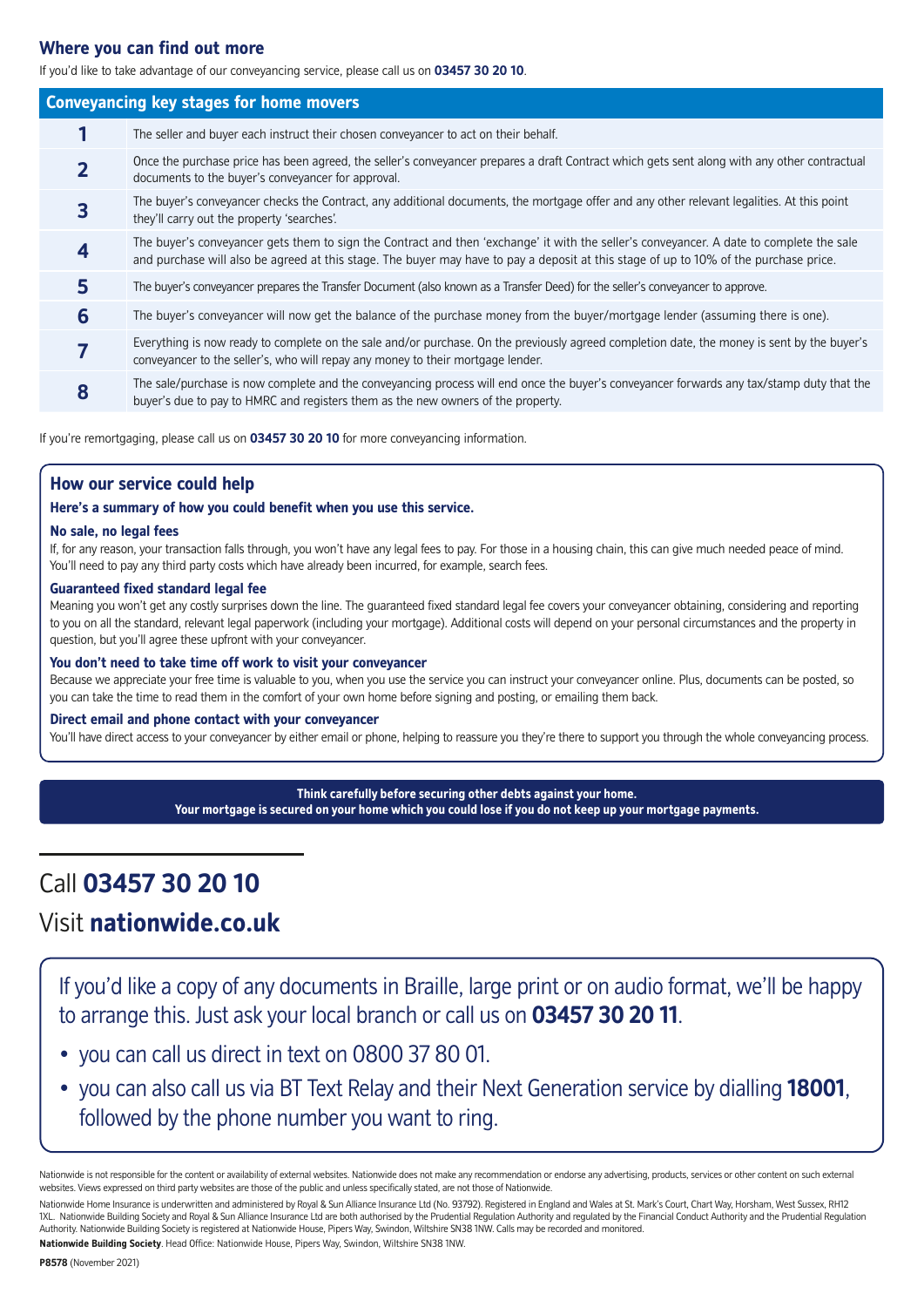## Where you can find out more

If you'd like to take advantage of our conveyancing service, please call us on **03457 30 20 10**.

| Conveyancing key stages for home movers | |
|---|---|
| **1** | The seller and buyer each instruct their chosen conveyancer to act on their behalf. |
| **2** | Once the purchase price has been agreed, the seller's conveyancer prepares a draft Contract which gets sent along with any other contractual documents to the buyer's conveyancer for approval. |
| **3** | The buyer's conveyancer checks the Contract, any additional documents, the mortgage offer and any other relevant legalities. At this point they'll carry out the property 'searches'. |
| **4** | The buyer's conveyancer gets them to sign the Contract and then 'exchange' it with the seller's conveyancer. A date to complete the sale and purchase will also be agreed at this stage. The buyer may have to pay a deposit at this stage of up to 10% of the purchase price. |
| **5** | The buyer's conveyancer prepares the Transfer Document (also known as a Transfer Deed) for the seller's conveyancer to approve. |
| **6** | The buyer's conveyancer will now get the balance of the purchase money from the buyer/mortgage lender (assuming there is one). |
| **7** | Everything is now ready to complete on the sale and/or purchase. On the previously agreed completion date, the money is sent by the buyer's conveyancer to the seller's, who will repay any money to their mortgage lender. |
| **8** | The sale/purchase is now complete and the conveyancing process will end once the buyer's conveyancer forwards any tax/stamp duty that the buyer's due to pay to HMRC and registers them as the new owners of the property. |

If you're remortgaging, please call us on **03457 30 20 10** for more conveyancing information.

## How our service could help

**Here's a summary of how you could benefit when you use this service.**

**No sale, no legal fees**

If, for any reason, your transaction falls through, you won't have any legal fees to pay. For those in a housing chain, this can give much needed peace of mind. You'll need to pay any third party costs which have already been incurred, for example, search fees.

**Guaranteed fixed standard legal fee**

Meaning you won't get any costly surprises down the line. The guaranteed fixed standard legal fee covers your conveyancer obtaining, considering and reporting to you on all the standard, relevant legal paperwork (including your mortgage). Additional costs will depend on your personal circumstances and the property in question, but you'll agree these upfront with your conveyancer.

**You don't need to take time off work to visit your conveyancer**

Because we appreciate your free time is valuable to you, when you use the service you can instruct your conveyancer online. Plus, documents can be posted, so you can take the time to read them in the comfort of your own home before signing and posting, or emailing them back.

**Direct email and phone contact with your conveyancer**

You'll have direct access to your conveyancer by either email or phone, helping to reassure you they're there to support you through the whole conveyancing process.

**Think carefully before securing other debts against your home.**
**Your mortgage is secured on your home which you could lose if you do not keep up your mortgage payments.**

Call **03457 30 20 10**

Visit **nationwide.co.uk**

If you'd like a copy of any documents in Braille, large print or on audio format, we'll be happy to arrange this. Just ask your local branch or call us on **03457 30 20 11**.

- you can call us direct in text on 0800 37 80 01.
- you can also call us via BT Text Relay and their Next Generation service by dialling **18001**, followed by the phone number you want to ring.

Nationwide is not responsible for the content or availability of external websites. Nationwide does not make any recommendation or endorse any advertising, products, services or other content on such external websites. Views expressed on third party websites are those of the public and unless specifically stated, are not those of Nationwide.

Nationwide Home Insurance is underwritten and administered by Royal & Sun Alliance Insurance Ltd (No. 93792). Registered in England and Wales at St. Mark's Court, Chart Way, Horsham, West Sussex, RH12 1XL. Nationwide Building Society and Royal & Sun Alliance Insurance Ltd are both authorised by the Prudential Regulation Authority and regulated by the Financial Conduct Authority and the Prudential Regulation Authority. Nationwide Building Society is registered at Nationwide House, Pipers Way, Swindon, Wiltshire SN38 1NW. Calls may be recorded and monitored.

**Nationwide Building Society**. Head Office: Nationwide House, Pipers Way, Swindon, Wiltshire SN38 1NW.

**P8578** (November 2021)